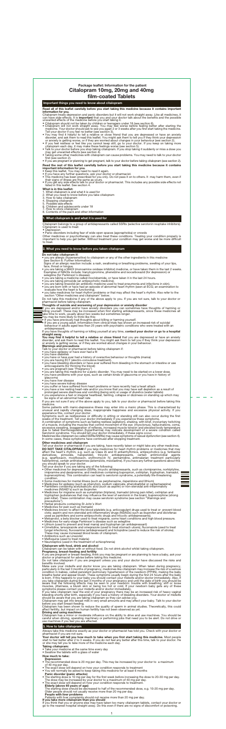# Package leaflet: Information for the patient

# Citalopram 10mg, 20mg and 40mg film-coated Tablets

## Important things you need to know about citalopram

**Read all of this leaflet carefully before you start taking this medicine because it contains important information for you.**

Citalopram treats depression and panic disorders but it will not work straight away. Like all medicines, it can have side-effects. It is **important** that you and your doctor talk about the benefits and the possible unwanted effects of the medicine before you start taking it.

- Citalopram should not be taken by children or teenagers under 18 (see section 6).
- Citalopram will not work straight away. You may feel worse before feeling better after starting the medicine. Your doctor should ask to see you again 2 or 3 weeks after you first start taking the medicine. Tell your doctor if you feel no better (see section 3).
- You may find it helpful to tell a relative or close friend that you are depressed or have an anxiety disorder, and ask them to read this leaflet. You might ask them to tell you if they think your depression or anxiety is getting worse, or if they are worried about changes in your behaviour (see section 2).
- If you feel restless or feel like you cannot keep still, go to your doctor. If you keep on taking more citalopram each day, it may make these feelings worse (see section 5).
- Talk to your doctor before you stop taking citalopram. If you stop taking it suddenly or miss a dose you may get unwanted effects (see section 4).
- Taking some other medicines with citalopram can cause problems. You may need to talk to your doctor first (see section 2).
- If you are pregnant or planning to get pregnant, talk to your doctor before taking citalopram (see section 2).

**Read the rest of this leaflet carefully before you start taking this medicine because it contains important information for you.**

- Keep this leaflet. You may need to read it again.
- If you have any further questions, ask your doctor or pharmacist.
- This medicine has been prescribed for you only. Do not pass it on to others. It may harm them, even if their signs of illness are the same as yours.
- If you get any side effects talk to your doctor or pharmacist. This includes any possible side effects not listed in this leaflet. See section 4.

**What is in this leaflet:**

1. What citalopram is and what it is used for
2. What you need to know before you take citalopram
3. How to take citalopram
4. Stopping citalopram
5. Possible side effects
6. Children and adolescents under 18
7. How to store citalopram
8. Contents of the pack and other information

## 1. What citalopram is and what it is used for

Citalopram belongs to a group of antidepressants called SSRIs (selective serotonin reuptake inhibitors). Citalopram is used to treat:

- Depression
- Panic disorders including fear of wide open spaces (agoraphobia) or crowds

Other medicines or psychotherapy can also treat these conditions. Treating your condition properly is important to help you get better. Without treatment your condition may get worse and be more difficult to treat.

## 2. What you need to know before you taken citalopram

**Do not take citalopram if:**

- you are allergic (hypersensitive) to citalopram or any of the other ingredients in this medicine (see Section 8: Further Information).
  Signs of an allergic reaction include: a rash, swallowing or breathing problems, swelling of your lips, face, throat or tongue.
- you are taking a MAOI (monoamine oxidase inhibitor) medicine, or have taken them in the last 2 weeks. Examples of MAOIs include: tranylcypromine, phenelzine and isocarboxazid (for depression) or selegiline (for Parkinson's disease).
- you are taking a medicine called moclobemide, or have taken it in the last 24 hours.
- you are taking pimozide (an antipsychotic medicine).
- you are taking linezolid (an antibiotic medicine used to treat pneumonia and infections in skin).
- you are born with or have had an episode of abnormal heart rhythm (seen at ECG; an examination to evaluate how the heart is functioning).
- you take medicines for heart rhythm problems or that may affect the heart's rhythm. Also refer to the section "Other medicines and citalopram" below.

Do not take this medicine if any of the above apply to you. If you are not sure, talk to your doctor or pharmacist before taking citalopram.

**Thoughts of suicide and worsening of your depression or anxiety disorder**

If you are depressed and/or have anxiety disorders you can sometimes have thoughts of harming or killing yourself. These may be increased when first starting antidepressants, since these medicines all take time to work, usually about two weeks but sometimes longer.

You may be more likely to think like this:

- If you have previously had thoughts about killing or harming yourself.
- If you are a young adult. Information from clinical trials has shown an increased risk of suicidal behaviour in adults aged less than 25 years with psychiatric conditions who were treated with an antidepressant.

If you have thoughts of harming or killing yourself at any time, **contact your doctor or go to a hospital straight away.**

**You may find it helpful to tell a relative or close friend** that you are depressed or have an anxiety disorder, and ask them to read this leaflet. You might ask them to tell you if they think your depression or anxiety is getting worse, or if they are worried about changes in your behaviour.

**Warnings and precautions**

Talk to your doctor or pharmacist before taking citalopram if:

- you have epilepsy or have ever had a fit
- you have diabetes
- you have or have ever had a history of overactive behaviour or thoughts (mania)
- you are having ECT (electro-convulsive treatment).
- you have bleeding disorders or have ever suffered from bleeding in the stomach or intestine or use anticoagulants (for thinning the blood)
- you are pregnant (see "Pregnancy")
- you are taking this medicine for a panic disorder. You may need to be started on a lower dose.
- you have problems with your eyes, such as certain kinds of glaucoma or you have in history of glaucoma
- you have liver disease
- you have severe kidney disease
- you suffer or have suffered from heart problems or have recently had a heart attack
- you have a low resting heart-rate and/or you know that you may have salt depletion as a result of prolonged severe diarrhoea and vomiting (being sick) or usage of diuretics (water tablets)
- you experience a fast or irregular heartbeat, fainting, collapse or dizziness on standing up which may be signs of an abnormal heart rate

If you are not sure if any of the above apply to you, talk to your doctor or pharmacist before taking this medicine.

Some patients with manic-depressive illness may enter into a manic phase. This is characterized by unusual and rapidly changing ideas, inappropriate happiness and excessive physical activity. If you experience this, contact your doctor.

Symptoms such as restlessness or difficulty in sitting or standing still can also occur during the first weeks of the treatment. Tell your doctor immediately if you experience these symptoms.

A combination of symptoms such as feeling restless (agitation), shaking, with brief, involuntary twitching of a muscle, including the muscles that control movement of the eye (myoclonus), hallucinations, coma, excessive sweating, exaggeration of reflexes, increased muscle tension and elevated body temperature due to failed thermoregulation (hyperthermia) may indicate development of a severe condition called Serotonin syndrome. You should tell your doctor immediately, if these signs occur.

Medicines like citalopram (so called SSRIs/SNRIs) may cause symptoms of sexual dysfunction (see section 4). In some cases, these symptoms have continued after stopping treatment.

**Other medicines and citalopram**

Tell your doctor or pharmacist if you are taking, have recently taken or might take any other medicines.

**DO NOT TAKE CITALOPRAM** if you take medicines for heart rhythm problems or medicines that may affect the heart's rhythm, e.g. such as Class IA and III antiarrhythmics, antipsychotics (e.g. fentiazine derivatives, pimozide, haloperidol), tricyclic antidepressants, certain antimicrobial agents (e.g. sparfloxacin, moxifloxacin, erythromycin IV, pentamidine, antimalarian treatment particularly halofantrine), certain antihistamines (astemizole, mizolastine). If you have any further questions about this you should speak to your doctor.

Tell your doctor if you are taking any of the following:

- Other medicines for depression (SSRIs, tricyclic antidepressants, such as clomipramine, nortriptyline, imipramine and desipramine, and medicines containing buproprion, oxitriptan, tryptophan, tramadol, buprenorphine). This combination can lead to serotonin syndrome, a potentially life-threatening condition.
- Some medicines for mental illness (such as perphenazine, risperidone and lithium)
- Medicines for epilepsy (such as phenytoin, sodium valproate, phenobarbital or carbamazepine)
- Painkillers containing acetylsalicylic acid (such as aspirin) or non-steroidal anti-inflammatory medicines (NSAID's) such as ibuprofen
- Medicines for migraine such as sumatriptan (triptans), tramadol (strong pain killer), oxitriptan and tryptophan (substances that may influence the level of serotonin in the brain), buprenorphine (strong pain killer). These combination may cause serotonin syndrome (see section "Warnings and precautions").
- Herbal products containing St John's Wort
- Medicines for pain such as tramadol
- Medicines known to affect the blood platelets (e.g. anticoagulant drugs used to treat or prevent blood clots; aspirin and non-steroidal anti-inflammatory drugs (NSAIDs) such as ibuprofen and diclofenac used as painkillers and some antipsychotic drugs and tricyclic antidepressants).
- Metoprolol, a beta blocker used to treat migraine, some heart conditions and high blood pressure.
- Medicines for early-stage Parkinson's disease such as selegiline
- Lithium (used to prevent and treat mania) and tryptophan (an antidepressant)
- Cimetidine, lansoprazole and omeprazole (used to treat stomach ulcers), fluconazole (used to treat fungal infections), fluvoxamine (antidepressant) and ticlopidine (used to reduce the risk of stroke). These may cause increased blood levels of citalopram.
- Antibiotics such as Linezolid
- Mefloquine (used to treat malaria)
- Neuroleptics (used in the treatment of schizophrenia)

**Citalopram with food, drink and alcohol**

Citalopram can be taken with or without food. Do not drink alcohol whilst taking citalopram.

**Pregnancy, breast-feeding and fertility**

If you are pregnant or breast-feeding, think you may be pregnant or are planning to have a baby, ask your doctor or pharmacist for advise before taking this medicine.

Do not take citalopram if you are pregnant unless you and your doctor have discussed the risks and benefits involved.

Make sure your midwife and doctor know you are taking citalopram. When taken during pregnancy, particularly in the last 3 months of pregnancy, medicines like citalopram may increase the risk of a serious condition in babies, called persistent pulmonary hypertension of the newborn (PPHN), making the baby breathe faster and appear bluish. These symptoms usually begin during the first 24 hours after the baby is born. If this happens to your baby you should contact your midwife and/or doctor immediately. Also, if you take citalopram during the last 3 months of your pregnancy and until the date of birth you should be aware that the following effects may be seen in your newborn: trouble with breathing, stiff or loose muscles, jitteriness, a bluish skin or being too hot or cold. If your newborn baby gets any of these symptoms please contact your midwife and/or doctor immediately.

If you take citalopram near the end of your pregnancy there may be an increased risk of heavy vaginal bleeding shortly after birth, especially if you have a history of bleeding disorders. Your doctor or midwife should be aware that you are taking citalopram so they can advise you.

Citalopram may get into breast milk in very small amounts and may affect your baby. Talk to your doctor before you start breast-feeding.

Citalopram has been shown to reduce the quality of sperm in animal studies. Theoretically, this could affect fertility, but impact on human fertility has not been observed as yet.

**Driving and using machines**

Citalopram has a minor or moderate influence on the ability to drive and use machines. You should be careful when driving, operating machinery or performing jobs that need you to be alert. Do not drive or use machines if you feel you are affected.

## 3. How to take citalopram

Always take this medicine exactly as your doctor or pharmacist has told you. Check with your doctor or pharmacist if you are not sure.

**Your doctor will tell you how much to take when you first start taking this medicine.** Most people start to feel better after 2 to 3 weeks. If you do not feel any better after this time, talk to your doctor. He or she may tell you to take more of the medicine each day.

**Taking citalopram:**

- Take your medicine at the same time every day
- Swallow the tablets with a glass of water

**How much to take:**

**Depression**

- The recommended dose is 20 mg per day. This may be increased by your doctor to a maximum of 40 mg per day.
- The exact dose will depend on how your condition responds to treatment
- You will normally be asked to keep taking this medicine for at least 6 months

**Panic disorder (panic attacks)**

- The starting dose is 10 mg per day for the first week before increasing the dose to 20-30 mg per day. The dose may be increased by your doctor to a maximum of 40 mg per day.
- The exact dose will depend on how your condition responds to treatment.

**Elderly (above 65 years of age)**

The starting dose should be decreased to half of the recommended dose, e.g. 10-20 mg per day. Older people should not usually receive more than 20 mg per day.

**People with liver problems**

Patients with liver complaints should not receive more than 20 mg per day.

**If you take more citalopram than you should**

If you think that you or anyone else may have taken too many citalopram tablets, contact your doctor or go to the nearest hospital straight away. Do this even if there are no signs of discomfort or poisoning.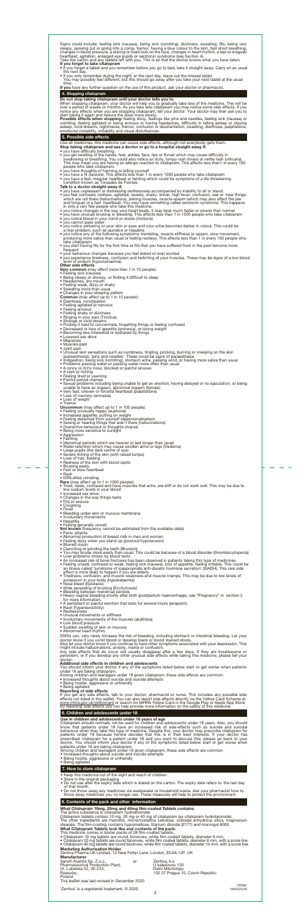Signs could include: feeling sick (nausea), being sick (vomiting), dizziness, sweating, fits, being very sleepy, passing out or going into a coma, tremor, having a blue colour to the skin, fast short breathing, changes in blood pressure, a staring or fixed look on the face, changes in heart rhythm, a fast or irregular heartbeat, agitation, enlarged eye pupils or serotonin syndrome (see Section 4).

Take the carton and any tablets left with you. This is so that the doctor knows what you have taken.

**If you forget to take citalopram**

- If you forget a tablet and you remember before you go to bed, take it straight away. Carry on as usual the next day.
- If you only remember during the night, or the next day, leave out the missed tablet. You may possibly feel different, but this should go away after you take your next tablet at the usual time.

**If** you have any further question on the use of this product, ask your doctor or pharmacist.

## 4. Stopping citalopram

**Do not stop taking citalopram until your doctor tells you to.**

When stopping citalopram, your doctor will help you to gradually take less of the medicine. This will be over a period of weeks or months. As you take less citalopram you may notice some side effects. If you notice any effects when you are stopping citalopram, tell your doctor. Your doctor may then ask you to start taking it again and reduce the dose more slowly.

**Possible effects when stopping:** feeling dizzy, feelings like pins and needles, feeling sick (nausea) or vomiting, feeling agitated or being anxious or having headaches, difficulty in falling asleep or staying asleep, vivid dreams, nightmares, tremor, confusion or disorientation, sweating, diarrhoea, palpitations, emotional instability, irritability and visual disturbances.

## 5. Possible side effects

Like all medicines, this medicine can cause side effects, although not everybody gets them.

**Stop taking citalopram and see a doctor or go to a hospital straight away if:**

- you have difficulty breathing
- you get swelling of the hands, feet, ankles, face, lips or throat which may cause difficulty in swallowing or breathing. You could also notice an itchy, lumpy rash (hives) or nettle rash (urticaria). This may mean you are having an allergic reaction to citalopram. This affects less than1 in every 100 people who take citalopram.
- you have thoughts of harming or killing yourself
- you have a fit (seizure). This affects less than 1 in every 1000 people who take citalopram
- you have a fast, irregular heartbeat or fainting which could be symptoms of a life-threatening condition known as Torsades de Pointes.

**Talk to a doctor straight away if:**

- you have unpleasant or distressing restlessness accompanied by inability to sit or stand.
- you feel confused, restless, agitated, sweaty, shaky, shiver, high fever, confusion, see or hear things which are not there (hallucinations), jerking muscles, muscle spasm (which may also affect the jaw and tongue) or a fast heartbeat. You may have something called serotonin syndrome. This happens in only a very few people who take this medicine.
- you notice changes in the way your heart beats, it may beat much faster or slower than normal
- you have unusual bruising or bleeding. This affects less than 1 in 1000 people who take citalopram
- you notice blood in your vomit or stools (motions)
- you cannot pass water
- you notice yellowing or your skin or eyes and your urine becomes darker in colour. This could be a liver problem, such as jaundice or hepatitis
- you notice any of the following symptoms: trembling, muscle stiffness or spasm, slow movement, producing more saliva than usual or feeling restless. This affects less than 1 in every 100 people who take citalopram.
- you start having fits for the first time or fits that you have suffered from in the past become more frequent
- your behaviour changes because you feel elated or over excited
- you experience tiredness, confusion and twitching of your muscles. These may be signs of a low blood level of sodium (hyponatraemia).

**Other side effects**

**Very common** (may affect more than 1 in 10 people):

- Feeling sick (nausea)
- Being sleepy or drowsy, or finding it difficult to sleep
- Headaches, dry mouth
- Feeling weak, dizzy or shaky
- Sweating more than usual
- Changes in your sleeping pattern

**Common** (may affect up to 1 in 10 people):

- Diarrhoea, constipation
- Feeling agitated or nervous
- Feeling anxious
- Feeling shaky or dizziness
- Ringing in your ears (Tinnitus)
- Strange or vivid dreams
- Finding it hard to concentrate, forgetting things or feeling confused
- Decreased or loss of appetite (anorexia), or losing weight
- Becoming less interested or bothered by things
- Lowered sex drive
- Migraines
- Muscles pain
- Joint pain
- Unusual skin sensations such as numbness, tingling, pricking, burning or creeping on the skin (paraesthesia), 'pins and needles'. These could be signs of paraesthesia
- Indigestion, being sick (vomiting), stomach ache, passing wind, or having more saliva than usual
- Problems passing water or passing water more often than usual
- A runny or itchy nose, blocked or painful sinuses
- A rash or itching
- Feeling tired or yawning
- Painful period cramps
- Sexual problems including being unable to get an erection, having delayed or no ejaculation, or being unable to have an orgasm, abnormal orgasm (female)
- Very fast, uneven or forceful heartbeat (palpitations)
- Loss of memory (amnesia)
- Loss of weight
- Tremor

**Uncommon** (may affect up to 1 in 100 people):

- Feeling unusually happy (euphoria)
- Increased appetite, putting on weight
- Feeling detached from yourself (depersonalisation)
- Seeing or hearing things that aren't there (hallucinations)
- Overactive behaviour or thoughts (mania)
- Being more sensitive to sunlight
- Aggression
- Fainting
- Menstrual periods which are heavier or last longer than usual
- Water retention which may cause swollen arms or legs (Oedema)
- Large pupils (the dark centre of eye)
- Severe itching of the skin (with raised lumps)
- Loss of hair, balding
- Redness of the skin with blood spots
- Bruising easily
- Fast or slow heart beat
- Rash
- Difficulties urinating

**Rare** (may affect up to 1 in 1000 people):

- Tired, weak, confused and have muscles that ache, are stiff or do not work well. This may be due to low sodium levels in your blood
- Increased sex drive
- Changes in the way things taste
- Fits or seizure
- Coughing
- Fever
- Bleeding under skin or mucous membrane
- Involuntary movements
- Hepatitis
- Feeling generally unwell

**Not known** (frequency cannot be estimated from the available data):

- Panic attacks
- Abnormal production of breast milk in men and women
- Feeling dizzy when you stand up (postural hypotension)
- Blurred vision
- Clenching or grinding the teeth (Bruxism)
- You may bruise more easily than usual. This could be because of a blood disorder (thrombocytopenia)
- Liver problems shown by blood tests
- An increased risk of bone fractures has been observed in patients taking this type of medicines.
- Feeling unwell, confused or weak, feeling sick (nausea), loss of appetite, feeling irritable. This could be an illness called 'syndrome of inappropriate anti-diuretic hormone secretion' (SIADH). This rare side effect is more likely to happen if you are elderly.
- Tiredness, confusion, and muscle weakness and muscle cramps. This may be due to low levels of potassium in your body (hypokalaemia)
- Nose bleed (Epistaxis)
- Wide spreading of bruising (Ecchymosis)
- Bleeding between menstrual periods
- Heavy vaginal bleeding shortly after birth (postpartum haemorrhage), see "Pregnancy" in section 2 for more information.
- A persistent or painful erection that lasts for several hours (priapism).
- Rash (hypersensitivity)
- Restlessness
- Unusual movements or stiffness
- Involuntary movements of the muscles (akathisia)
- Low blood pressure
- Sudden swelling of skin or mucosa
- Abnormal heart rhythm

SSRIs can, very rarely increase the risk of bleeding, including stomach or intestinal bleeding. Let your doctor know if you vomit blood or develop black or blood stained stools.

Also let your doctor know if you continue to have other symptoms associated with your depression. This might include hallucinations, anxiety, mania or confusion.

Any side effects that do occur will usually disappear after a few days. If they are troublesome or persistent, or if you develop any other unusual side effects while taking this medicine, please tell your doctor.

**Additional side effects in children and adolescents**

You should inform your doctor if any of the symptoms listed below start or get worse when patients under 18 are taking citalopram.

Among children and teenagers under 18 given citalopram, these side effects are common:

- Increased thoughts about suicide and suicide attempts
- Being hostile, aggressive or unfriendly
- Being agitated

**Reporting of side effects**

If you get any side effects, talk to your doctor, pharmacist or nurse. This includes any possible side effects not listed in this leaflet. You can also report side effects directly via the Yellow Card Scheme at www.mhra.gov.uk/yellowcard or search for MHRA Yellow Card in the Google Play or Apple App Store By reporting side effects you can help provide more information on the safety of this medicine.

## 6. Children and adolescents under 18

**Use in children and adolescents under 18 years of age**

Citalopram should normally not be used for children and adolescents under 18 years. Also, you should know that patients under 18 have an increased risk of side-effects such as suicide and suicidal behaviour when they take this type of medicine. Despite this, your doctor may prescribe citalopram for patients under 18 because he/she decides that this is in their best interests. If your doctor has prescribed citalopram for a patient under 18 and you want to discuss this, please go back to your doctor. You should inform your doctor if any of the symptoms listed below start or get worse when patients under 18 are taking citalopram.

Among children and teenagers under 18 given citalopram, these side effects are common

- Increased thoughts about suicide and suicide attempts
- Being hostile, aggressive or unfriendly
- Being agitated

## 7. How to store citalopram

- Keep this medicine out of the sight and reach of children.
- Store in the original packaging
- Do not use after the expiry date which is stated on the carton. The expiry date refers to the last day of that month.
- Do not throw away any medicines via wastewater or household waste. Ask your pharmacist how to throw away medicines you no longer use. These measures will help to protect the environment.

## 8. Contents of the pack and other information

**What Citalopram 10mg, 20mg and 40mg film-coated Tablets contains**

The active substance is citalopram hydrobromide

Citalopram tablets contain 10 mg, 20 mg or 40 mg of citalopram (as citalopram hydrobromide).

The other ingredients are mannitol, microcrystalline cellulose, colloidal anhydrous silica, magnesium stearate. The film-coating contains hypromellose, titanium dioxide (E171) and macrogol 6000.

**What Citalopram Tablets look like and contents of the pack:**

This medicine comes in blister packs of 28 film-coated tablets.

- Citalopram 10 mg tablets are round, biconvex, white film coated tablets, diameter 6 mm.
- Citalopram 20 mg tablets are round biconvex, white film coated tablets, diameter 8 mm, with a score line.
- Citalopram 40 mg tablets are round biconvex, white film coated tablets, diameter 10 mm, with a score line.

**Marketing Authorisation Holder**

Zentiva Pharma UK Limited, 12 New Fetter Lane, London, EC4A 1JP, UK

**Manufacturer**

Sanofi-Aventis Sp. Z.o.o.,
Pharmaceutical Production Plant,
Ul. Lubelska 52, 35-233,
Rzeszów,
Poland

or

Zentiva, k.s.
U kabelovny 130
Dolní Měcholupy
102 37 Prague 10, Czech Republic

This leaflet was last revised in December 2020

'Zentiva' is a registered trademark. © 2020

797081
1005023239